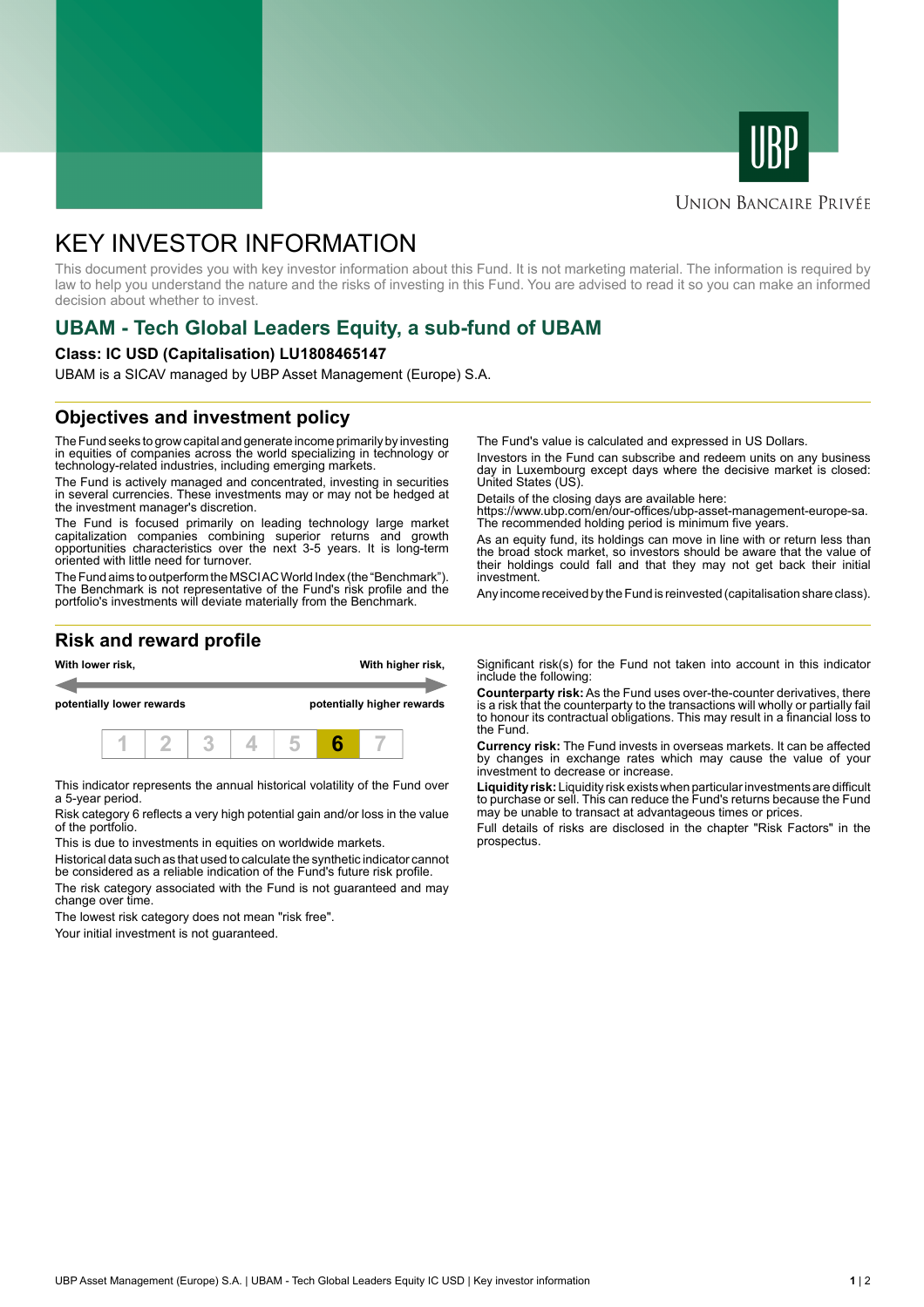UBP

UNION BANCAIRE PRIVÉE

# KEY INVESTOR INFORMATION

This document provides you with key investor information about this Fund. It is not marketing material. The information is required by law to help you understand the nature and the risks of investing in this Fund. You are advised to read it so you can make an informed decision about whether to invest.

## UBAM - Tech Global Leaders Equity, a sub-fund of UBAM

**Class: IC USD (Capitalisation) LU1808465147**

UBAM is a SICAV managed by UBP Asset Management (Europe) S.A.

## Objectives and investment policy

The Fund seeks to grow capital and generate income primarily by investing in equities of companies across the world specializing in technology or technology-related industries, including emerging markets.

The Fund is actively managed and concentrated, investing in securities in several currencies. These investments may or may not be hedged at the investment manager's discretion.

The Fund is focused primarily on leading technology large market capitalization companies combining superior returns and growth opportunities characteristics over the next 3-5 years. It is long-term oriented with little need for turnover.

The Fund aims to outperform the MSCI AC World Index (the "Benchmark"). The Benchmark is not representative of the Fund's risk profile and the portfolio's investments will deviate materially from the Benchmark.

The Fund's value is calculated and expressed in US Dollars.

Investors in the Fund can subscribe and redeem units on any business day in Luxembourg except days where the decisive market is closed: United States (US).

Details of the closing days are available here: https://www.ubp.com/en/our-offices/ubp-asset-management-europe-sa.

The recommended holding period is minimum five years.

As an equity fund, its holdings can move in line with or return less than the broad stock market, so investors should be aware that the value of their holdings could fall and that they may not get back their initial investment.

Any income received by the Fund is reinvested (capitalisation share class).

## Risk and reward profile

| With lower risk, potentially lower rewards | | | | | | With higher risk, potentially higher rewards |
|---|---|---|---|---|---|---|
| 1 | 2 | 3 | 4 | 5 | **6** | 7 |

This indicator represents the annual historical volatility of the Fund over a 5-year period.

Risk category 6 reflects a very high potential gain and/or loss in the value of the portfolio.

This is due to investments in equities on worldwide markets.

Historical data such as that used to calculate the synthetic indicator cannot be considered as a reliable indication of the Fund's future risk profile.

The risk category associated with the Fund is not guaranteed and may change over time.

The lowest risk category does not mean "risk free".

Your initial investment is not guaranteed.

Significant risk(s) for the Fund not taken into account in this indicator include the following:

**Counterparty risk:** As the Fund uses over-the-counter derivatives, there is a risk that the counterparty to the transactions will wholly or partially fail to honour its contractual obligations. This may result in a financial loss to the Fund.

**Currency risk:** The Fund invests in overseas markets. It can be affected by changes in exchange rates which may cause the value of your investment to decrease or increase.

**Liquidity risk:** Liquidity risk exists when particular investments are difficult to purchase or sell. This can reduce the Fund's returns because the Fund may be unable to transact at advantageous times or prices.

Full details of risks are disclosed in the chapter "Risk Factors" in the prospectus.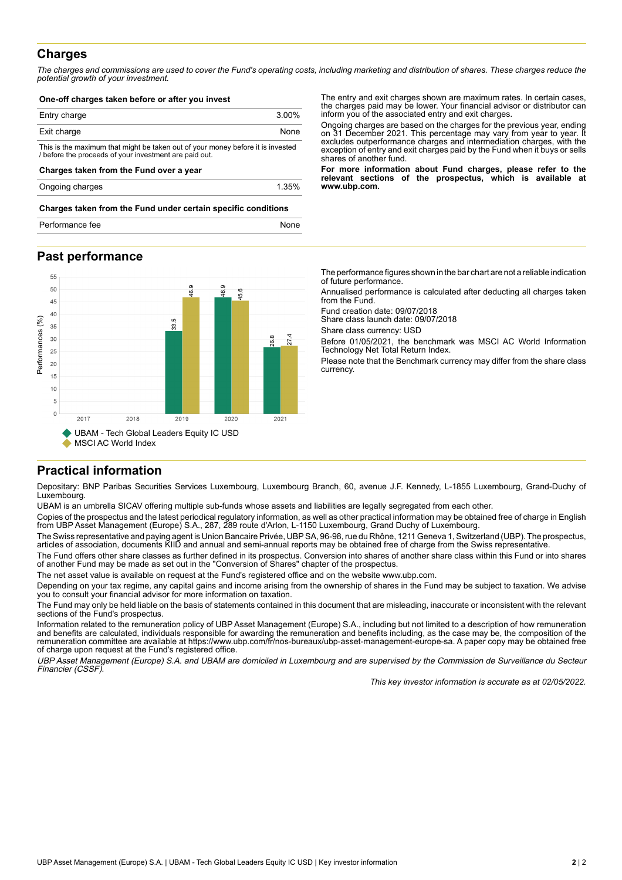## Charges

*The charges and commissions are used to cover the Fund's operating costs, including marketing and distribution of shares. These charges reduce the potential growth of your investment.*

| **One-off charges taken before or after you invest** | |
|---|---|
| Entry charge | 3.00% |
| Exit charge | None |

This is the maximum that might be taken out of your money before it is invested / before the proceeds of your investment are paid out.

| **Charges taken from the Fund over a year** | |
|---|---|
| Ongoing charges | 1.35% |

| **Charges taken from the Fund under certain specific conditions** | |
|---|---|
| Performance fee | None |

The entry and exit charges shown are maximum rates. In certain cases, the charges paid may be lower. Your financial advisor or distributor can inform you of the associated entry and exit charges.

Ongoing charges are based on the charges for the previous year, ending on 31 December 2021. This percentage may vary from year to year. It excludes outperformance charges and intermediation charges, with the exception of entry and exit charges paid by the Fund when it buys or sells shares of another fund.

**For more information about Fund charges, please refer to the relevant sections of the prospectus, which is available at www.ubp.com.**

## Past performance

Performances (%)

55
50
45
40
35
30
25
20
15
10
5
0

2017 2018 2019 2020 2021

33.5 46.9 46.9 45.6 26.8 27.4

UBAM - Tech Global Leaders Equity IC USD
MSCI AC World Index

The performance figures shown in the bar chart are not a reliable indication of future performance.

Annualised performance is calculated after deducting all charges taken from the Fund.

Fund creation date: 09/07/2018
Share class launch date: 09/07/2018

Share class currency: USD

Before 01/05/2021, the benchmark was MSCI AC World Information Technology Net Total Return Index.

Please note that the Benchmark currency may differ from the share class currency.

## Practical information

Depositary: BNP Paribas Securities Services Luxembourg, Luxembourg Branch, 60, avenue J.F. Kennedy, L-1855 Luxembourg, Grand-Duchy of Luxembourg.

UBAM is an umbrella SICAV offering multiple sub-funds whose assets and liabilities are legally segregated from each other.

Copies of the prospectus and the latest periodical regulatory information, as well as other practical information may be obtained free of charge in English from UBP Asset Management (Europe) S.A., 287, 289 route d'Arlon, L-1150 Luxembourg, Grand Duchy of Luxembourg.

The Swiss representative and paying agent is Union Bancaire Privée, UBP SA, 96-98, rue du Rhône, 1211 Geneva 1, Switzerland (UBP). The prospectus, articles of association, documents KIID and annual and semi-annual reports may be obtained free of charge from the Swiss representative.

The Fund offers other share classes as further defined in its prospectus. Conversion into shares of another share class within this Fund or into shares of another Fund may be made as set out in the "Conversion of Shares" chapter of the prospectus.

The net asset value is available on request at the Fund's registered office and on the website www.ubp.com.

Depending on your tax regime, any capital gains and income arising from the ownership of shares in the Fund may be subject to taxation. We advise you to consult your financial advisor for more information on taxation.

The Fund may only be held liable on the basis of statements contained in this document that are misleading, inaccurate or inconsistent with the relevant sections of the Fund's prospectus.

Information related to the remuneration policy of UBP Asset Management (Europe) S.A., including but not limited to a description of how remuneration and benefits are calculated, individuals responsible for awarding the remuneration and benefits including, as the case may be, the composition of the remuneration committee are available at https://www.ubp.com/fr/nos-bureaux/ubp-asset-management-europe-sa. A paper copy may be obtained free of charge upon request at the Fund's registered office.

*UBP Asset Management (Europe) S.A. and UBAM are domiciled in Luxembourg and are supervised by the Commission de Surveillance du Secteur Financier (CSSF).*

*This key investor information is accurate as at 02/05/2022.*